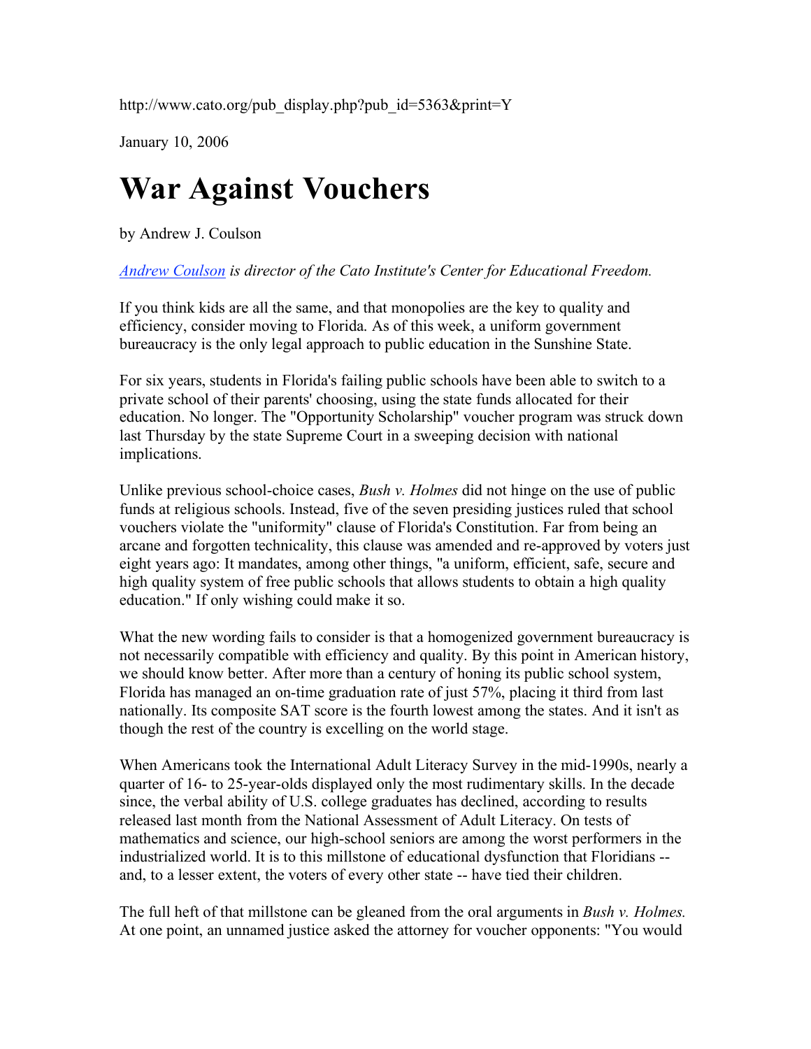http://www.cato.org/pub_display.php?pub_id=5363&print=Y

January 10, 2006

# War Against Vouchers

by Andrew J. Coulson

*[Andrew Coulson](#) is director of the Cato Institute's Center for Educational Freedom.*

If you think kids are all the same, and that monopolies are the key to quality and efficiency, consider moving to Florida. As of this week, a uniform government bureaucracy is the only legal approach to public education in the Sunshine State.

For six years, students in Florida's failing public schools have been able to switch to a private school of their parents' choosing, using the state funds allocated for their education. No longer. The "Opportunity Scholarship" voucher program was struck down last Thursday by the state Supreme Court in a sweeping decision with national implications.

Unlike previous school-choice cases, *Bush v. Holmes* did not hinge on the use of public funds at religious schools. Instead, five of the seven presiding justices ruled that school vouchers violate the "uniformity" clause of Florida's Constitution. Far from being an arcane and forgotten technicality, this clause was amended and re-approved by voters just eight years ago: It mandates, among other things, "a uniform, efficient, safe, secure and high quality system of free public schools that allows students to obtain a high quality education." If only wishing could make it so.

What the new wording fails to consider is that a homogenized government bureaucracy is not necessarily compatible with efficiency and quality. By this point in American history, we should know better. After more than a century of honing its public school system, Florida has managed an on-time graduation rate of just 57%, placing it third from last nationally. Its composite SAT score is the fourth lowest among the states. And it isn't as though the rest of the country is excelling on the world stage.

When Americans took the International Adult Literacy Survey in the mid-1990s, nearly a quarter of 16- to 25-year-olds displayed only the most rudimentary skills. In the decade since, the verbal ability of U.S. college graduates has declined, according to results released last month from the National Assessment of Adult Literacy. On tests of mathematics and science, our high-school seniors are among the worst performers in the industrialized world. It is to this millstone of educational dysfunction that Floridians -- and, to a lesser extent, the voters of every other state -- have tied their children.

The full heft of that millstone can be gleaned from the oral arguments in *Bush v. Holmes.* At one point, an unnamed justice asked the attorney for voucher opponents: "You would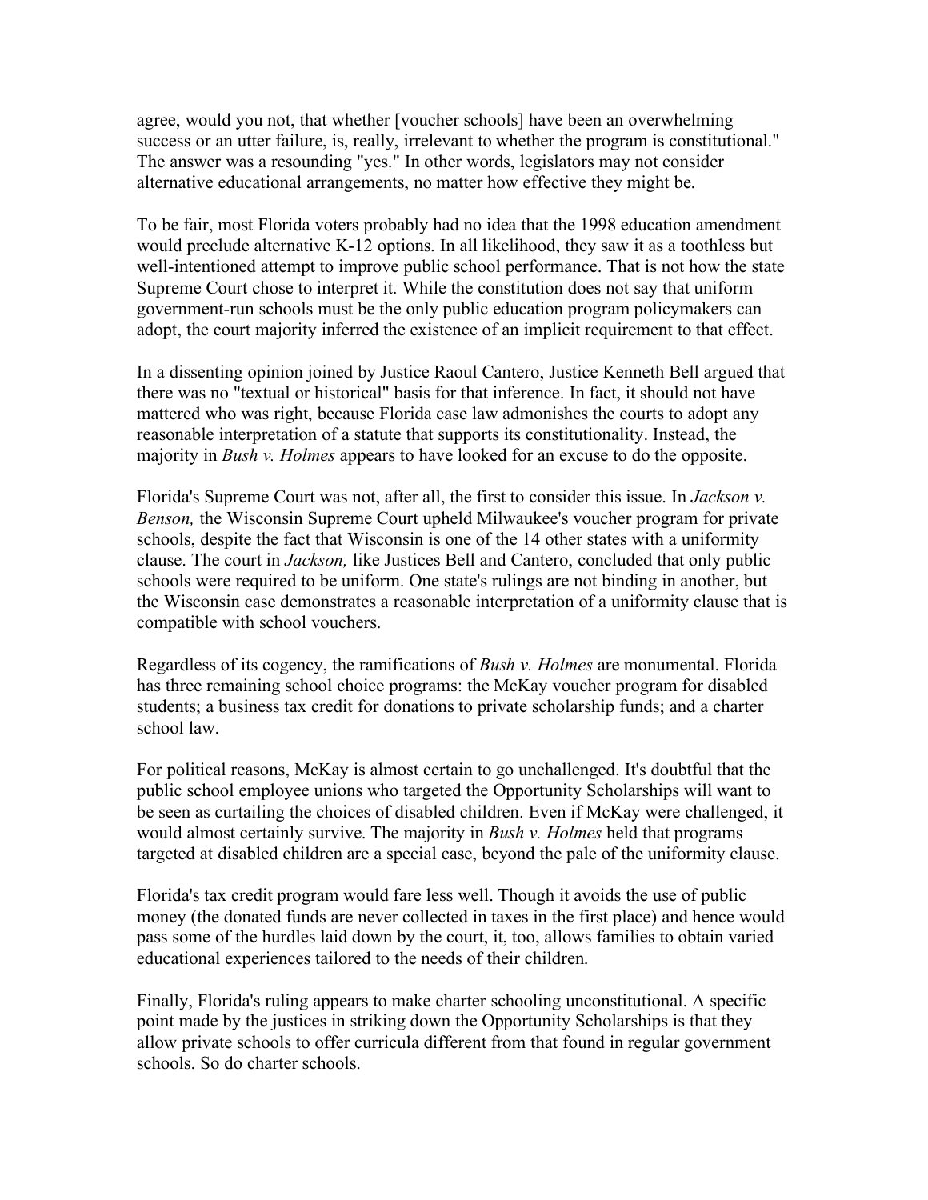agree, would you not, that whether [voucher schools] have been an overwhelming success or an utter failure, is, really, irrelevant to whether the program is constitutional." The answer was a resounding "yes." In other words, legislators may not consider alternative educational arrangements, no matter how effective they might be.

To be fair, most Florida voters probably had no idea that the 1998 education amendment would preclude alternative K-12 options. In all likelihood, they saw it as a toothless but well-intentioned attempt to improve public school performance. That is not how the state Supreme Court chose to interpret it. While the constitution does not say that uniform government-run schools must be the only public education program policymakers can adopt, the court majority inferred the existence of an implicit requirement to that effect.

In a dissenting opinion joined by Justice Raoul Cantero, Justice Kenneth Bell argued that there was no "textual or historical" basis for that inference. In fact, it should not have mattered who was right, because Florida case law admonishes the courts to adopt any reasonable interpretation of a statute that supports its constitutionality. Instead, the majority in *Bush v. Holmes* appears to have looked for an excuse to do the opposite.

Florida's Supreme Court was not, after all, the first to consider this issue. In *Jackson v. Benson,* the Wisconsin Supreme Court upheld Milwaukee's voucher program for private schools, despite the fact that Wisconsin is one of the 14 other states with a uniformity clause. The court in *Jackson,* like Justices Bell and Cantero, concluded that only public schools were required to be uniform. One state's rulings are not binding in another, but the Wisconsin case demonstrates a reasonable interpretation of a uniformity clause that is compatible with school vouchers.

Regardless of its cogency, the ramifications of *Bush v. Holmes* are monumental. Florida has three remaining school choice programs: the McKay voucher program for disabled students; a business tax credit for donations to private scholarship funds; and a charter school law.

For political reasons, McKay is almost certain to go unchallenged. It's doubtful that the public school employee unions who targeted the Opportunity Scholarships will want to be seen as curtailing the choices of disabled children. Even if McKay were challenged, it would almost certainly survive. The majority in *Bush v. Holmes* held that programs targeted at disabled children are a special case, beyond the pale of the uniformity clause.

Florida's tax credit program would fare less well. Though it avoids the use of public money (the donated funds are never collected in taxes in the first place) and hence would pass some of the hurdles laid down by the court, it, too, allows families to obtain varied educational experiences tailored to the needs of their children.

Finally, Florida's ruling appears to make charter schooling unconstitutional. A specific point made by the justices in striking down the Opportunity Scholarships is that they allow private schools to offer curricula different from that found in regular government schools. So do charter schools.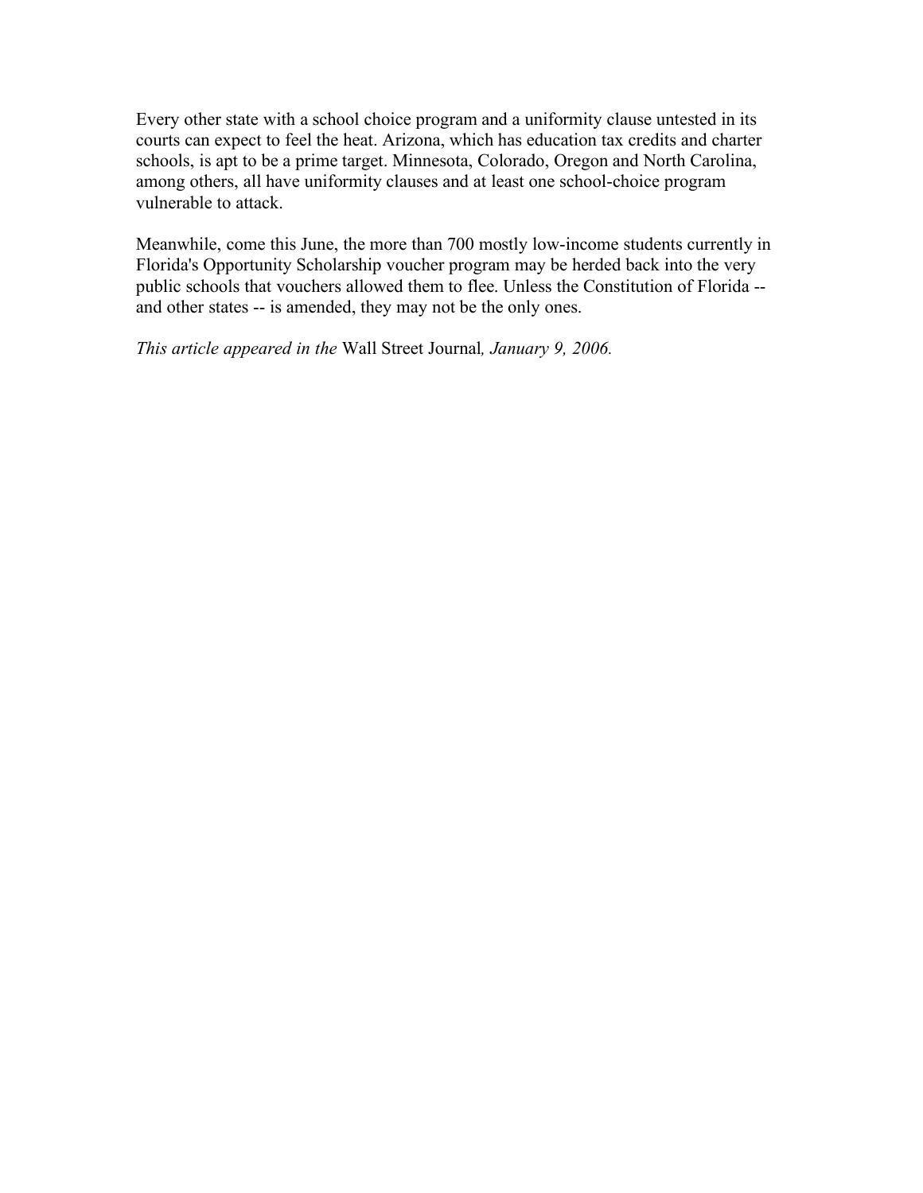Every other state with a school choice program and a uniformity clause untested in its courts can expect to feel the heat. Arizona, which has education tax credits and charter schools, is apt to be a prime target. Minnesota, Colorado, Oregon and North Carolina, among others, all have uniformity clauses and at least one school-choice program vulnerable to attack.

Meanwhile, come this June, the more than 700 mostly low-income students currently in Florida's Opportunity Scholarship voucher program may be herded back into the very public schools that vouchers allowed them to flee. Unless the Constitution of Florida -- and other states -- is amended, they may not be the only ones.

*This article appeared in the* Wall Street Journal*, January 9, 2006.*